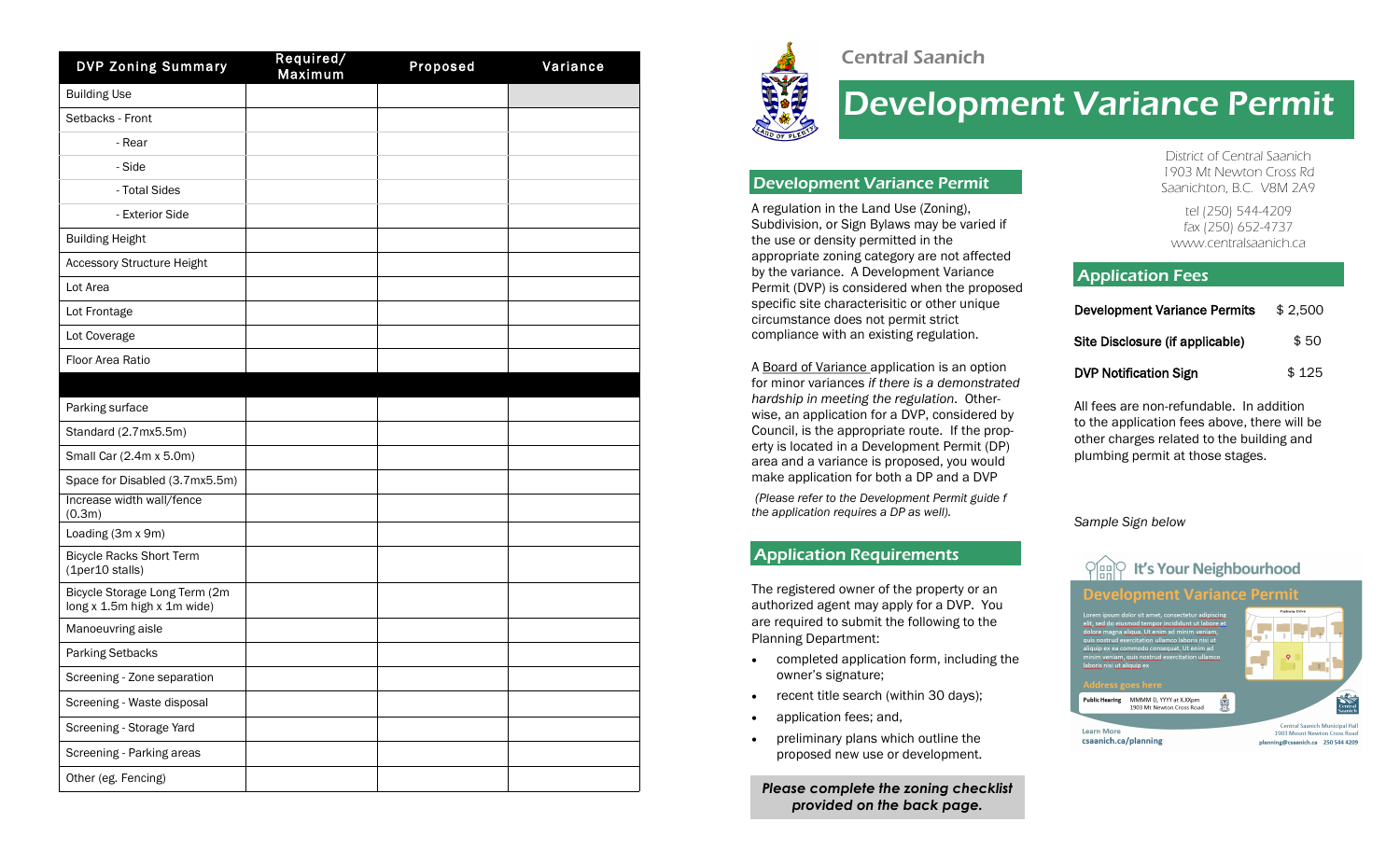| DVP Zoning Summary | Required/ Maximum | Proposed | Variance |
|---|---|---|---|
| Building Use | | | |
| Setbacks - Front | | | |
| - Rear | | | |
| - Side | | | |
| - Total Sides | | | |
| - Exterior Side | | | |
| Building Height | | | |
| Accessory Structure Height | | | |
| Lot Area | | | |
| Lot Frontage | | | |
| Lot Coverage | | | |
| Floor Area Ratio | | | |
| | | | |
| Parking surface | | | |
| Standard (2.7mx5.5m) | | | |
| Small Car (2.4m x 5.0m) | | | |
| Space for Disabled (3.7mx5.5m) | | | |
| Increase width wall/fence (0.3m) | | | |
| Loading (3m x 9m) | | | |
| Bicycle Racks Short Term (1per10 stalls) | | | |
| Bicycle Storage Long Term (2m long x 1.5m high x 1m wide) | | | |
| Manoeuvring aisle | | | |
| Parking Setbacks | | | |
| Screening - Zone separation | | | |
| Screening - Waste disposal | | | |
| Screening - Storage Yard | | | |
| Screening - Parking areas | | | |
| Other (eg. Fencing) | | | |

Central Saanich

# Development Variance Permit

District of Central Saanich
1903 Mt Newton Cross Rd
Saanichton, B.C. V8M 2A9

tel (250) 544-4209
fax (250) 652-4737
www.centralsaanich.ca

## Development Variance Permit

A regulation in the Land Use (Zoning), Subdivision, or Sign Bylaws may be varied if the use or density permitted in the appropriate zoning category are not affected by the variance. A Development Variance Permit (DVP) is considered when the proposed specific site characterisitic or other unique circumstance does not permit strict compliance with an existing regulation.

A Board of Variance application is an option for minor variances *if there is a demonstrated hardship in meeting the regulation*. Otherwise, an application for a DVP, considered by Council, is the appropriate route. If the property is located in a Development Permit (DP) area and a variance is proposed, you would make application for both a DP and a DVP

*(Please refer to the Development Permit guide f the application requires a DP as well).*

## Application Requirements

The registered owner of the property or an authorized agent may apply for a DVP. You are required to submit the following to the Planning Department:

- completed application form, including the owner's signature;
- recent title search (within 30 days);
- application fees; and,
- preliminary plans which outline the proposed new use or development.

***Please complete the zoning checklist provided on the back page.***

## Application Fees

| | |
|---|---|
| **Development Variance Permits** | $ 2,500 |
| **Site Disclosure (if applicable)** | $ 50 |
| **DVP Notification Sign** | $ 125 |

All fees are non-refundable. In addition to the application fees above, there will be other charges related to the building and plumbing permit at those stages.

*Sample Sign below*

It's Your Neighbourhood

Development Variance Permit

Lorem ipsum dolor sit amet, consectetur adipiscing elit, sed do eiusmod tempor incididunt ut labore et dolore magna aliqua. Ut enim ad minim veniam, quis nostrud exercitation ullamco laboris nisi ut aliquip ex ea commodo consequat. Ut enim ad minim veniam, quis nostrud exercitation ullamco laboris nisi ut aliquip ex

Address goes here

Public Hearing MMMM D, YYYY at X:XXpm 1903 Mt Newton Cross Road

Learn More csaanich.ca/planning

Central Saanich Municipal Hall 1903 Mount Newton Cross Road planning@csaanich.ca 250 544 4209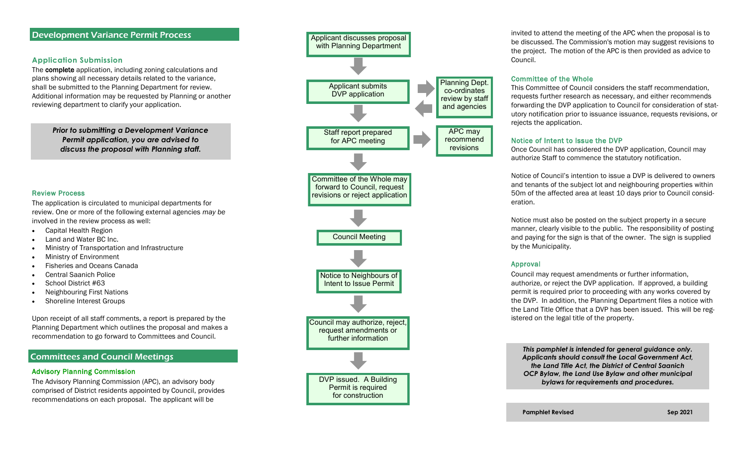## Development Variance Permit Process

### Application Submission

The **complete** application, including zoning calculations and plans showing all necessary details related to the variance, shall be submitted to the Planning Department for review. Additional information may be requested by Planning or another reviewing department to clarify your application.

***Prior to submitting a Development Variance Permit application, you are advised to discuss the proposal with Planning staff.***

### Review Process

The application is circulated to municipal departments for review. One or more of the following external agencies *may be* involved in the review process as well:

- Capital Health Region
- Land and Water BC Inc.
- Ministry of Transportation and Infrastructure
- Ministry of Environment
- Fisheries and Oceans Canada
- Central Saanich Police
- School District #63
- Neighbouring First Nations
- Shoreline Interest Groups

Upon receipt of all staff comments, a report is prepared by the Planning Department which outlines the proposal and makes a recommendation to go forward to Committees and Council.

## Committees and Council Meetings

### Advisory Planning Commission

The Advisory Planning Commission (APC), an advisory body comprised of District residents appointed by Council, provides recommendations on each proposal. The applicant will be invited to attend the meeting of the APC when the proposal is to be discussed. The Commission's motion may suggest revisions to the project. The motion of the APC is then provided as advice to Council.

Applicant discusses proposal with Planning Department

Applicant submits DVP application

Planning Dept. co-ordinates review by staff and agencies

Staff report prepared for APC meeting

APC may recommend revisions

Committee of the Whole may forward to Council, request revisions or reject application

Council Meeting

Notice to Neighbours of Intent to Issue Permit

Council may authorize, reject, request amendments or further information

DVP issued. A Building Permit is required for construction

### Committee of the Whole

This Committee of Council considers the staff recommendation, requests further research as necessary, and either recommends forwarding the DVP application to Council for consideration of statutory notification prior to issuance issuance, requests revisions, or rejects the application.

### Notice of Intent to Issue the DVP

Once Council has considered the DVP application, Council may authorize Staff to commence the statutory notification.

Notice of Council's intention to issue a DVP is delivered to owners and tenants of the subject lot and neighbouring properties within 50m of the affected area at least 10 days prior to Council consideration.

Notice must also be posted on the subject property in a secure manner, clearly visible to the public. The responsibility of posting and paying for the sign is that of the owner. The sign is supplied by the Municipality.

### Approval

Council may request amendments or further information, authorize, or reject the DVP application. If approved, a building permit is required prior to proceeding with any works covered by the DVP. In addition, the Planning Department files a notice with the Land Title Office that a DVP has been issued. This will be registered on the legal title of the property.

***This pamphlet is intended for general guidance only. Applicants should consult the Local Government Act, the Land Title Act, the District of Central Saanich OCP Bylaw, the Land Use Bylaw and other municipal bylaws for requirements and procedures.***

**Pamphlet Revised** **Sep 2021**